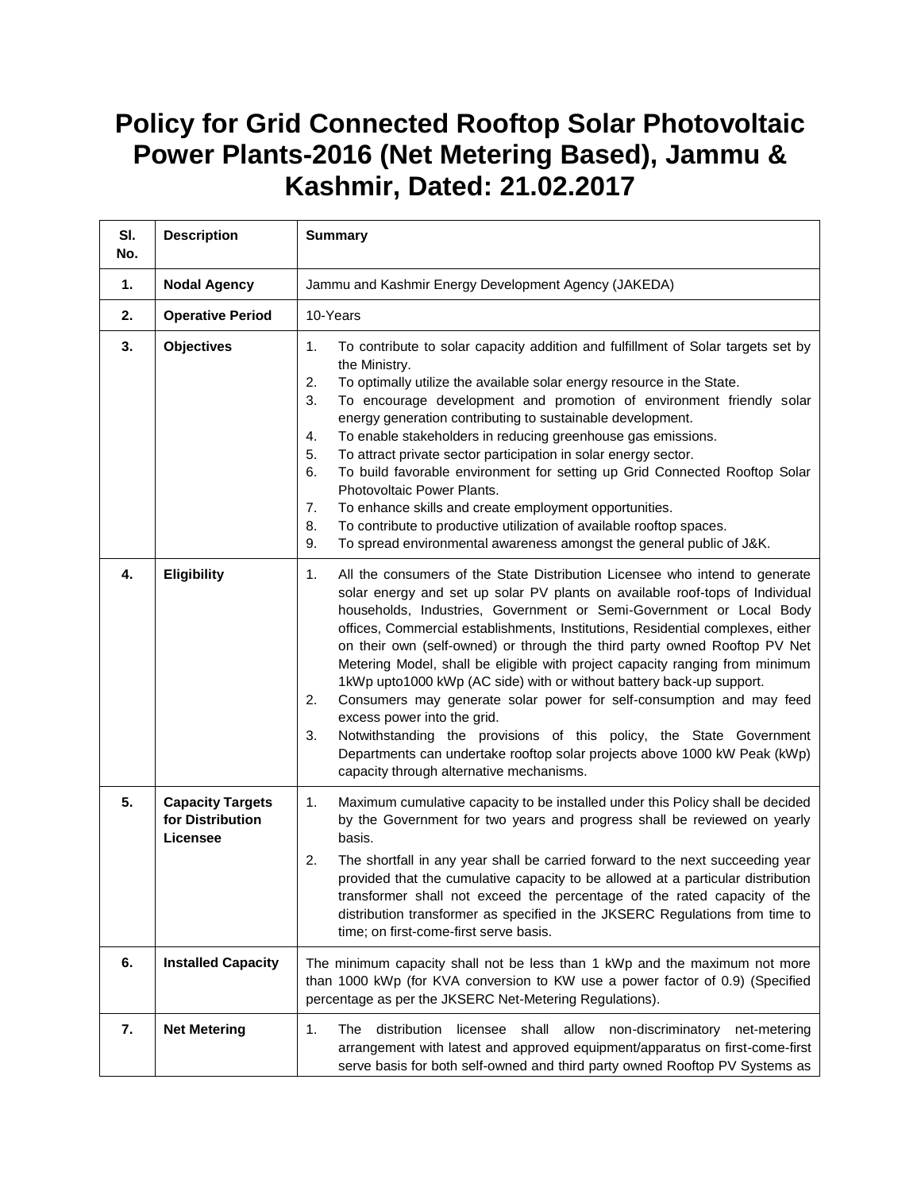# Policy for Grid Connected Rooftop Solar Photovoltaic Power Plants-2016 (Net Metering Based), Jammu & Kashmir, Dated: 21.02.2017

| Sl. No. | Description | Summary |
|---|---|---|
| 1. | Nodal Agency | Jammu and Kashmir Energy Development Agency (JAKEDA) |
| 2. | Operative Period | 10-Years |
| 3. | Objectives | 1. To contribute to solar capacity addition and fulfillment of Solar targets set by the Ministry.<br>2. To optimally utilize the available solar energy resource in the State.<br>3. To encourage development and promotion of environment friendly solar energy generation contributing to sustainable development.<br>4. To enable stakeholders in reducing greenhouse gas emissions.<br>5. To attract private sector participation in solar energy sector.<br>6. To build favorable environment for setting up Grid Connected Rooftop Solar Photovoltaic Power Plants.<br>7. To enhance skills and create employment opportunities.<br>8. To contribute to productive utilization of available rooftop spaces.<br>9. To spread environmental awareness amongst the general public of J&K. |
| 4. | Eligibility | 1. All the consumers of the State Distribution Licensee who intend to generate solar energy and set up solar PV plants on available roof-tops of Individual households, Industries, Government or Semi-Government or Local Body offices, Commercial establishments, Institutions, Residential complexes, either on their own (self-owned) or through the third party owned Rooftop PV Net Metering Model, shall be eligible with project capacity ranging from minimum 1kWp upto1000 kWp (AC side) with or without battery back-up support.<br>2. Consumers may generate solar power for self-consumption and may feed excess power into the grid.<br>3. Notwithstanding the provisions of this policy, the State Government Departments can undertake rooftop solar projects above 1000 kW Peak (kWp) capacity through alternative mechanisms. |
| 5. | Capacity Targets for Distribution Licensee | 1. Maximum cumulative capacity to be installed under this Policy shall be decided by the Government for two years and progress shall be reviewed on yearly basis.<br>2. The shortfall in any year shall be carried forward to the next succeeding year provided that the cumulative capacity to be allowed at a particular distribution transformer shall not exceed the percentage of the rated capacity of the distribution transformer as specified in the JKSERC Regulations from time to time; on first-come-first serve basis. |
| 6. | Installed Capacity | The minimum capacity shall not be less than 1 kWp and the maximum not more than 1000 kWp (for KVA conversion to KW use a power factor of 0.9) (Specified percentage as per the JKSERC Net-Metering Regulations). |
| 7. | Net Metering | 1. The distribution licensee shall allow non-discriminatory net-metering arrangement with latest and approved equipment/apparatus on first-come-first serve basis for both self-owned and third party owned Rooftop PV Systems as |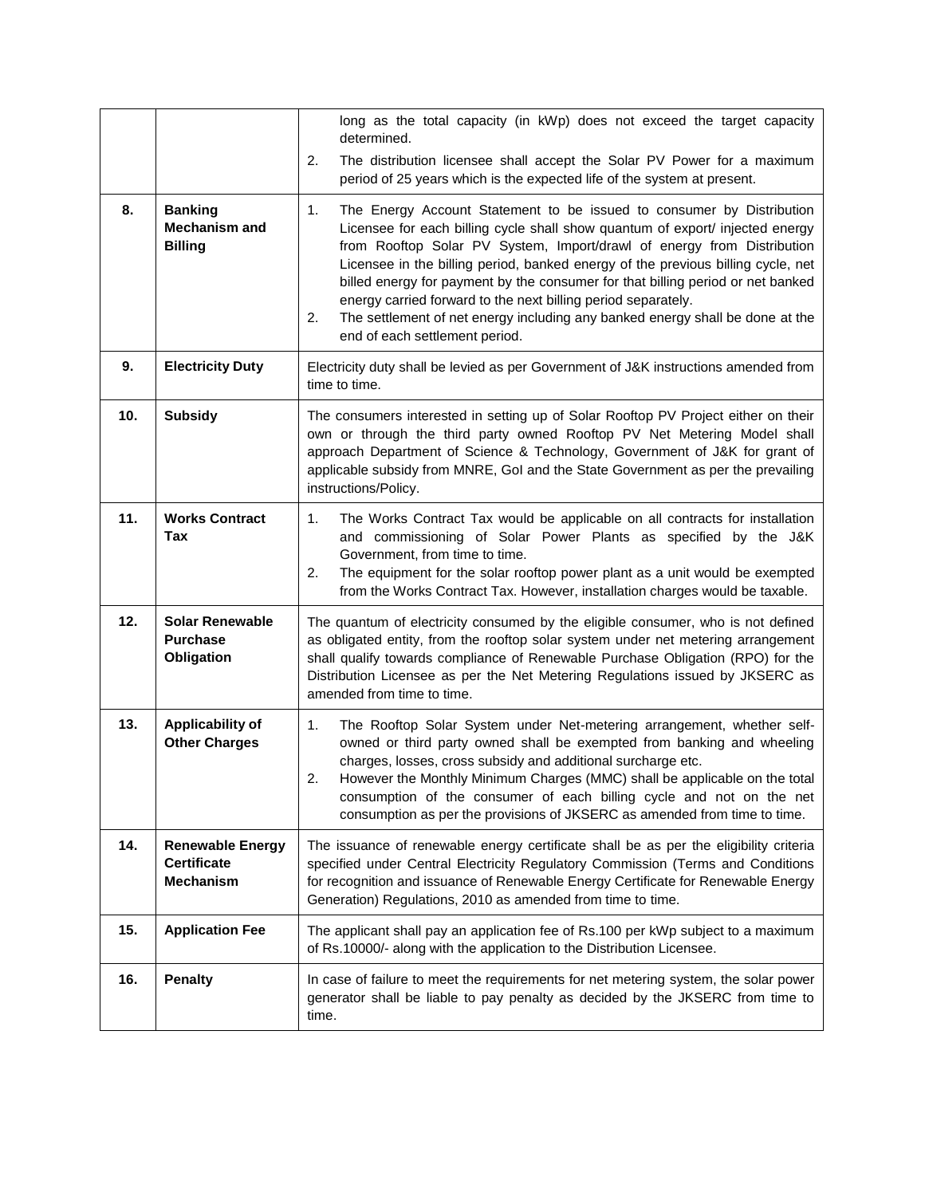| | | |
|---|---|---|
| | | long as the total capacity (in kWp) does not exceed the target capacity determined.<br>2. The distribution licensee shall accept the Solar PV Power for a maximum period of 25 years which is the expected life of the system at present. |
| **8.** | **Banking Mechanism and Billing** | 1. The Energy Account Statement to be issued to consumer by Distribution Licensee for each billing cycle shall show quantum of export/ injected energy from Rooftop Solar PV System, Import/drawl of energy from Distribution Licensee in the billing period, banked energy of the previous billing cycle, net billed energy for payment by the consumer for that billing period or net banked energy carried forward to the next billing period separately.<br>2. The settlement of net energy including any banked energy shall be done at the end of each settlement period. |
| **9.** | **Electricity Duty** | Electricity duty shall be levied as per Government of J&K instructions amended from time to time. |
| **10.** | **Subsidy** | The consumers interested in setting up of Solar Rooftop PV Project either on their own or through the third party owned Rooftop PV Net Metering Model shall approach Department of Science & Technology, Government of J&K for grant of applicable subsidy from MNRE, GoI and the State Government as per the prevailing instructions/Policy. |
| **11.** | **Works Contract Tax** | 1. The Works Contract Tax would be applicable on all contracts for installation and commissioning of Solar Power Plants as specified by the J&K Government, from time to time.<br>2. The equipment for the solar rooftop power plant as a unit would be exempted from the Works Contract Tax. However, installation charges would be taxable. |
| **12.** | **Solar Renewable Purchase Obligation** | The quantum of electricity consumed by the eligible consumer, who is not defined as obligated entity, from the rooftop solar system under net metering arrangement shall qualify towards compliance of Renewable Purchase Obligation (RPO) for the Distribution Licensee as per the Net Metering Regulations issued by JKSERC as amended from time to time. |
| **13.** | **Applicability of Other Charges** | 1. The Rooftop Solar System under Net-metering arrangement, whether self-owned or third party owned shall be exempted from banking and wheeling charges, losses, cross subsidy and additional surcharge etc.<br>2. However the Monthly Minimum Charges (MMC) shall be applicable on the total consumption of the consumer of each billing cycle and not on the net consumption as per the provisions of JKSERC as amended from time to time. |
| **14.** | **Renewable Energy Certificate Mechanism** | The issuance of renewable energy certificate shall be as per the eligibility criteria specified under Central Electricity Regulatory Commission (Terms and Conditions for recognition and issuance of Renewable Energy Certificate for Renewable Energy Generation) Regulations, 2010 as amended from time to time. |
| **15.** | **Application Fee** | The applicant shall pay an application fee of Rs.100 per kWp subject to a maximum of Rs.10000/- along with the application to the Distribution Licensee. |
| **16.** | **Penalty** | In case of failure to meet the requirements for net metering system, the solar power generator shall be liable to pay penalty as decided by the JKSERC from time to time. |